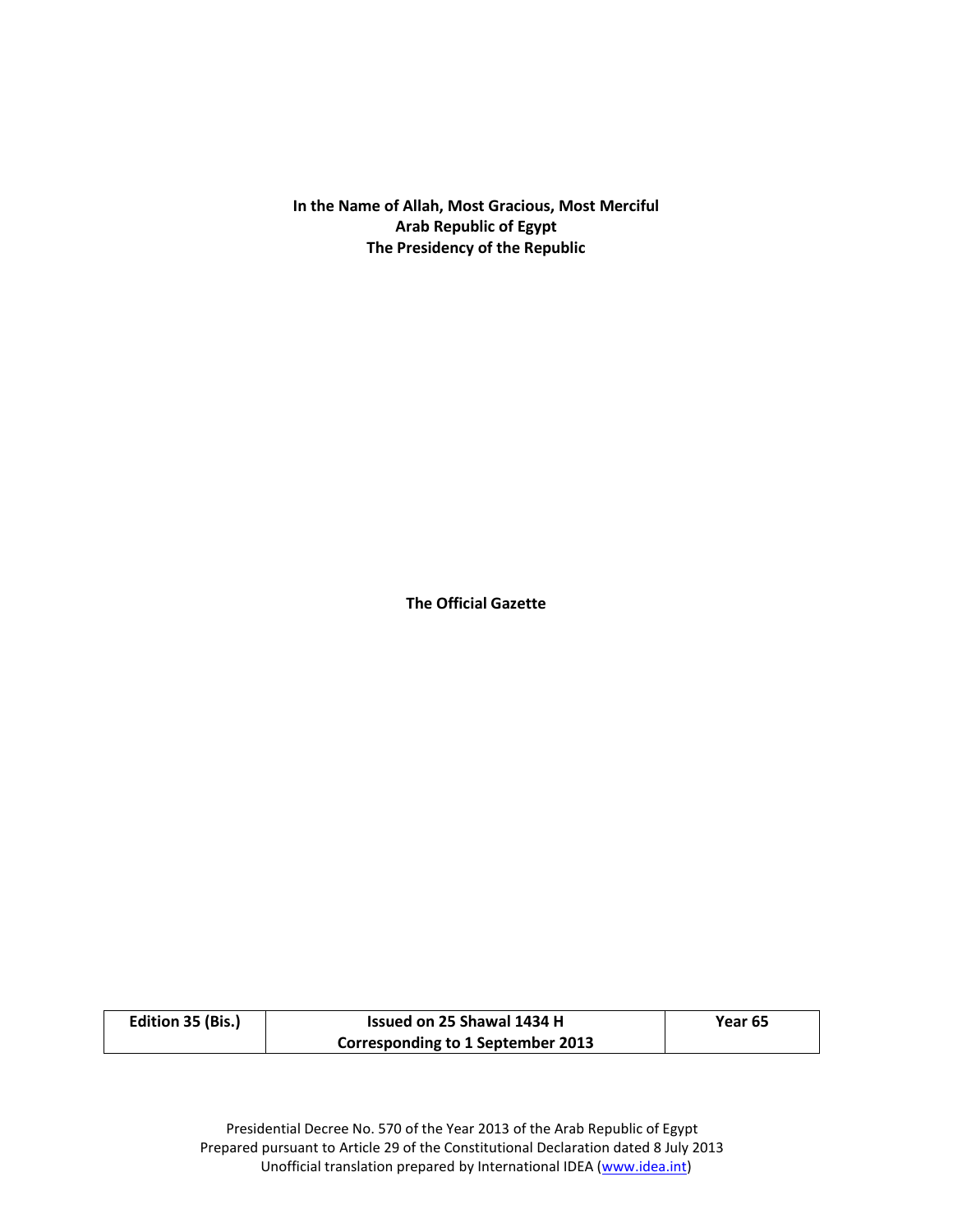**In the Name of Allah, Most Gracious, Most Merciful**
**Arab Republic of Egypt**
**The Presidency of the Republic**

**The Official Gazette**

| | | |
|---|---|---|
| **Edition 35 (Bis.)** | **Issued on 25 Shawal 1434 H Corresponding to 1 September 2013** | **Year 65** |

Presidential Decree No. 570 of the Year 2013 of the Arab Republic of Egypt
Prepared pursuant to Article 29 of the Constitutional Declaration dated 8 July 2013
Unofficial translation prepared by International IDEA (www.idea.int)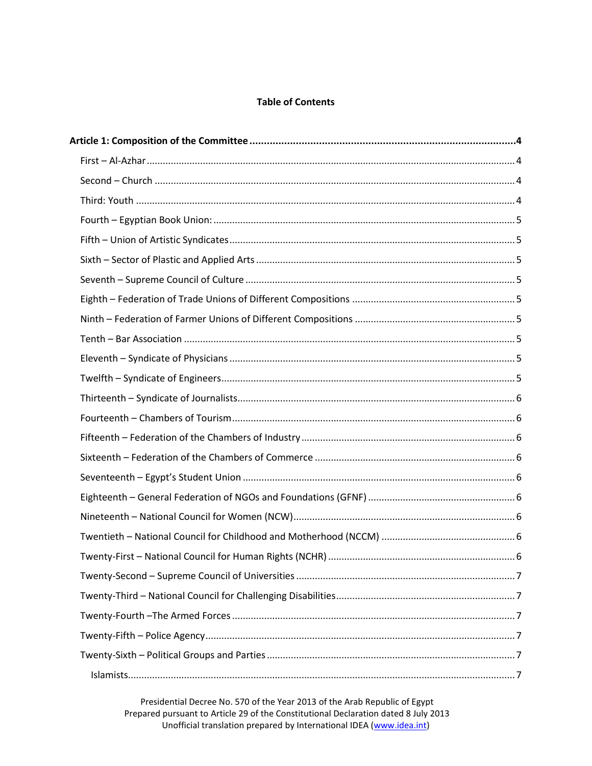**Table of Contents**

**Article 1: Composition of the Committee ........................................................................................... 4**

First – Al-Azhar ........................................................................................................................ 4

Second – Church ...................................................................................................................... 4

Third: Youth ............................................................................................................................. 4

Fourth – Egyptian Book Union: ................................................................................................ 5

Fifth – Union of Artistic Syndicates ........................................................................................... 5

Sixth – Sector of Plastic and Applied Arts ................................................................................. 5

Seventh – Supreme Council of Culture ..................................................................................... 5

Eighth – Federation of Trade Unions of Different Compositions .............................................. 5

Ninth – Federation of Farmer Unions of Different Compositions ............................................. 5

Tenth – Bar Association ............................................................................................................ 5

Eleventh – Syndicate of Physicians ........................................................................................... 5

Twelfth – Syndicate of Engineers .............................................................................................. 5

Thirteenth – Syndicate of Journalists ........................................................................................ 6

Fourteenth – Chambers of Tourism .......................................................................................... 6

Fifteenth – Federation of the Chambers of Industry ................................................................ 6

Sixteenth – Federation of the Chambers of Commerce ........................................................... 6

Seventeenth – Egypt's Student Union ...................................................................................... 6

Eighteenth – General Federation of NGOs and Foundations (GFNF) ....................................... 6

Nineteenth – National Council for Women (NCW) ................................................................... 6

Twentieth – National Council for Childhood and Motherhood (NCCM) .................................. 6

Twenty-First – National Council for Human Rights (NCHR) ...................................................... 6

Twenty-Second – Supreme Council of Universities .................................................................. 7

Twenty-Third – National Council for Challenging Disabilities ................................................... 7

Twenty-Fourth –The Armed Forces .......................................................................................... 7

Twenty-Fifth – Police Agency ................................................................................................... 7

Twenty-Sixth – Political Groups and Parties ............................................................................. 7

Islamists .................................................................................................................................. 7

Presidential Decree No. 570 of the Year 2013 of the Arab Republic of Egypt
Prepared pursuant to Article 29 of the Constitutional Declaration dated 8 July 2013
Unofficial translation prepared by International IDEA (www.idea.int)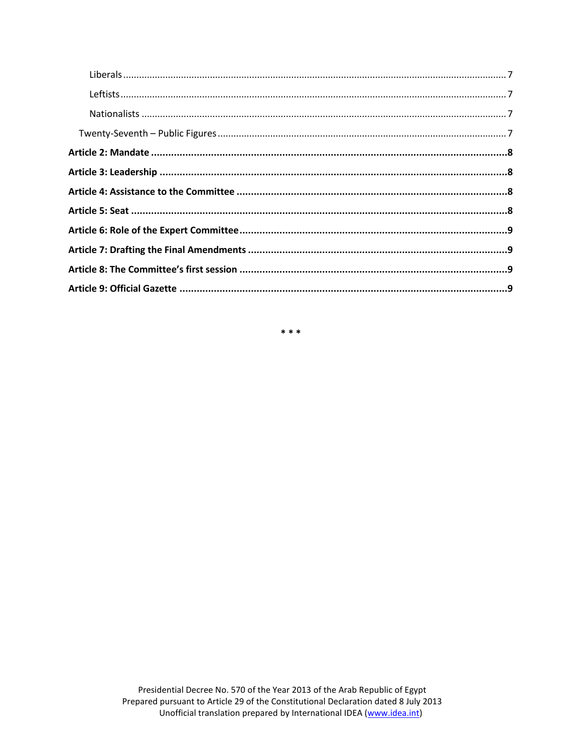Liberals ........................................................................................................................................ 7

Leftists .......................................................................................................................................... 7

Nationalists ................................................................................................................................... 7

Twenty-Seventh – Public Figures .......................................................................................................... 7

**Article 2: Mandate ............................................................................................................................ 8**

**Article 3: Leadership .......................................................................................................................... 8**

**Article 4: Assistance to the Committee ............................................................................................... 8**

**Article 5: Seat ..................................................................................................................................... 8**

**Article 6: Role of the Expert Committee .............................................................................................. 9**

**Article 7: Drafting the Final Amendments ............................................................................................ 9**

**Article 8: The Committee's first session ............................................................................................... 9**

**Article 9: Official Gazette .................................................................................................................... 9**

\* \* \*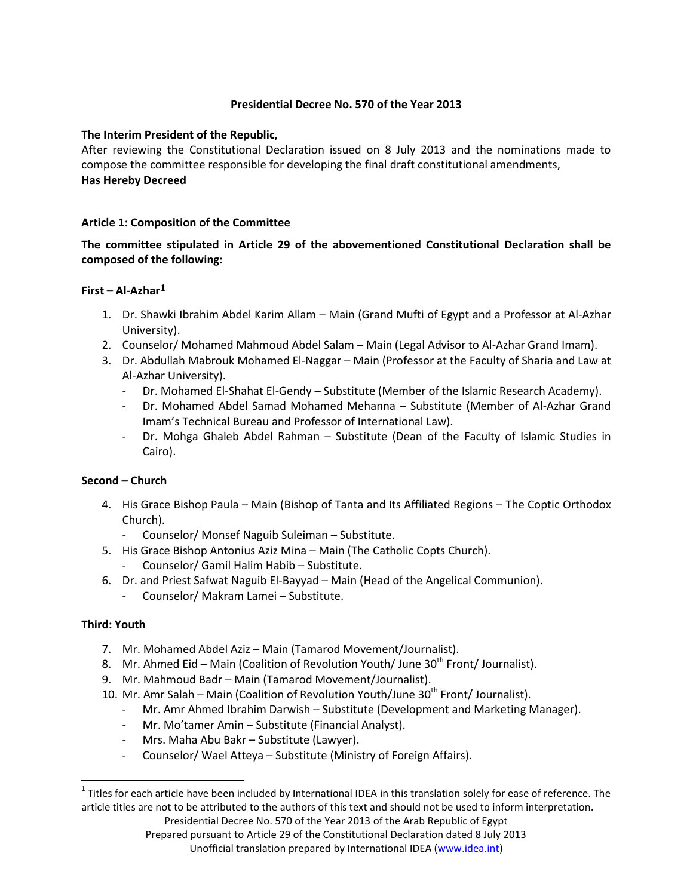**Presidential Decree No. 570 of the Year 2013**

**The Interim President of the Republic,**

After reviewing the Constitutional Declaration issued on 8 July 2013 and the nominations made to compose the committee responsible for developing the final draft constitutional amendments,

**Has Hereby Decreed**

**Article 1: Composition of the Committee**

**The committee stipulated in Article 29 of the abovementioned Constitutional Declaration shall be composed of the following:**

**First – Al-Azhar**[1]

1. Dr. Shawki Ibrahim Abdel Karim Allam – Main (Grand Mufti of Egypt and a Professor at Al-Azhar University).
2. Counselor/ Mohamed Mahmoud Abdel Salam – Main (Legal Advisor to Al-Azhar Grand Imam).
3. Dr. Abdullah Mabrouk Mohamed El-Naggar – Main (Professor at the Faculty of Sharia and Law at Al-Azhar University).
   - Dr. Mohamed El-Shahat El-Gendy – Substitute (Member of the Islamic Research Academy).
   - Dr. Mohamed Abdel Samad Mohamed Mehanna – Substitute (Member of Al-Azhar Grand Imam's Technical Bureau and Professor of International Law).
   - Dr. Mohga Ghaleb Abdel Rahman – Substitute (Dean of the Faculty of Islamic Studies in Cairo).

**Second – Church**

4. His Grace Bishop Paula – Main (Bishop of Tanta and Its Affiliated Regions – The Coptic Orthodox Church).
   - Counselor/ Monsef Naguib Suleiman – Substitute.
5. His Grace Bishop Antonius Aziz Mina – Main (The Catholic Copts Church).
   - Counselor/ Gamil Halim Habib – Substitute.
6. Dr. and Priest Safwat Naguib El-Bayyad – Main (Head of the Angelical Communion).
   - Counselor/ Makram Lamei – Substitute.

**Third: Youth**

7. Mr. Mohamed Abdel Aziz – Main (Tamarod Movement/Journalist).
8. Mr. Ahmed Eid – Main (Coalition of Revolution Youth/ June 30th Front/ Journalist).
9. Mr. Mahmoud Badr – Main (Tamarod Movement/Journalist).
10. Mr. Amr Salah – Main (Coalition of Revolution Youth/June 30th Front/ Journalist).
    - Mr. Amr Ahmed Ibrahim Darwish – Substitute (Development and Marketing Manager).
    - Mr. Mo'tamer Amin – Substitute (Financial Analyst).
    - Mrs. Maha Abu Bakr – Substitute (Lawyer).
    - Counselor/ Wael Atteya – Substitute (Ministry of Foreign Affairs).

---

[1] Titles for each article have been included by International IDEA in this translation solely for ease of reference. The article titles are not to be attributed to the authors of this text and should not be used to inform interpretation.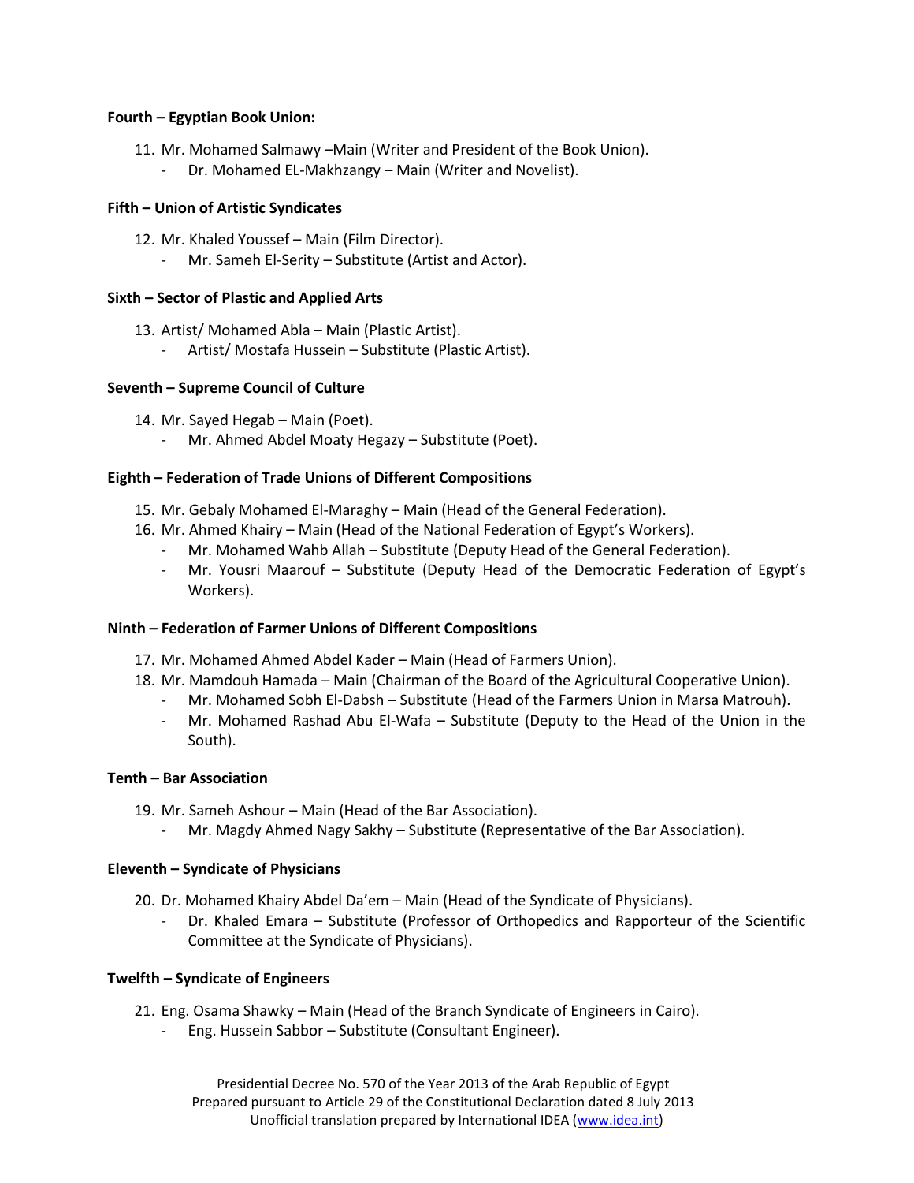**Fourth – Egyptian Book Union:**

11. Mr. Mohamed Salmawy –Main (Writer and President of the Book Union).
    - Dr. Mohamed EL-Makhzangy – Main (Writer and Novelist).

**Fifth – Union of Artistic Syndicates**

12. Mr. Khaled Youssef – Main (Film Director).
    - Mr. Sameh El-Serity – Substitute (Artist and Actor).

**Sixth – Sector of Plastic and Applied Arts**

13. Artist/ Mohamed Abla – Main (Plastic Artist).
    - Artist/ Mostafa Hussein – Substitute (Plastic Artist).

**Seventh – Supreme Council of Culture**

14. Mr. Sayed Hegab – Main (Poet).
    - Mr. Ahmed Abdel Moaty Hegazy – Substitute (Poet).

**Eighth – Federation of Trade Unions of Different Compositions**

15. Mr. Gebaly Mohamed El-Maraghy – Main (Head of the General Federation).
16. Mr. Ahmed Khairy – Main (Head of the National Federation of Egypt's Workers).
    - Mr. Mohamed Wahb Allah – Substitute (Deputy Head of the General Federation).
    - Mr. Yousri Maarouf – Substitute (Deputy Head of the Democratic Federation of Egypt's Workers).

**Ninth – Federation of Farmer Unions of Different Compositions**

17. Mr. Mohamed Ahmed Abdel Kader – Main (Head of Farmers Union).
18. Mr. Mamdouh Hamada – Main (Chairman of the Board of the Agricultural Cooperative Union).
    - Mr. Mohamed Sobh El-Dabsh – Substitute (Head of the Farmers Union in Marsa Matrouh).
    - Mr. Mohamed Rashad Abu El-Wafa – Substitute (Deputy to the Head of the Union in the South).

**Tenth – Bar Association**

19. Mr. Sameh Ashour – Main (Head of the Bar Association).
    - Mr. Magdy Ahmed Nagy Sakhy – Substitute (Representative of the Bar Association).

**Eleventh – Syndicate of Physicians**

20. Dr. Mohamed Khairy Abdel Da'em – Main (Head of the Syndicate of Physicians).
    - Dr. Khaled Emara – Substitute (Professor of Orthopedics and Rapporteur of the Scientific Committee at the Syndicate of Physicians).

**Twelfth – Syndicate of Engineers**

21. Eng. Osama Shawky – Main (Head of the Branch Syndicate of Engineers in Cairo).
    - Eng. Hussein Sabbor – Substitute (Consultant Engineer).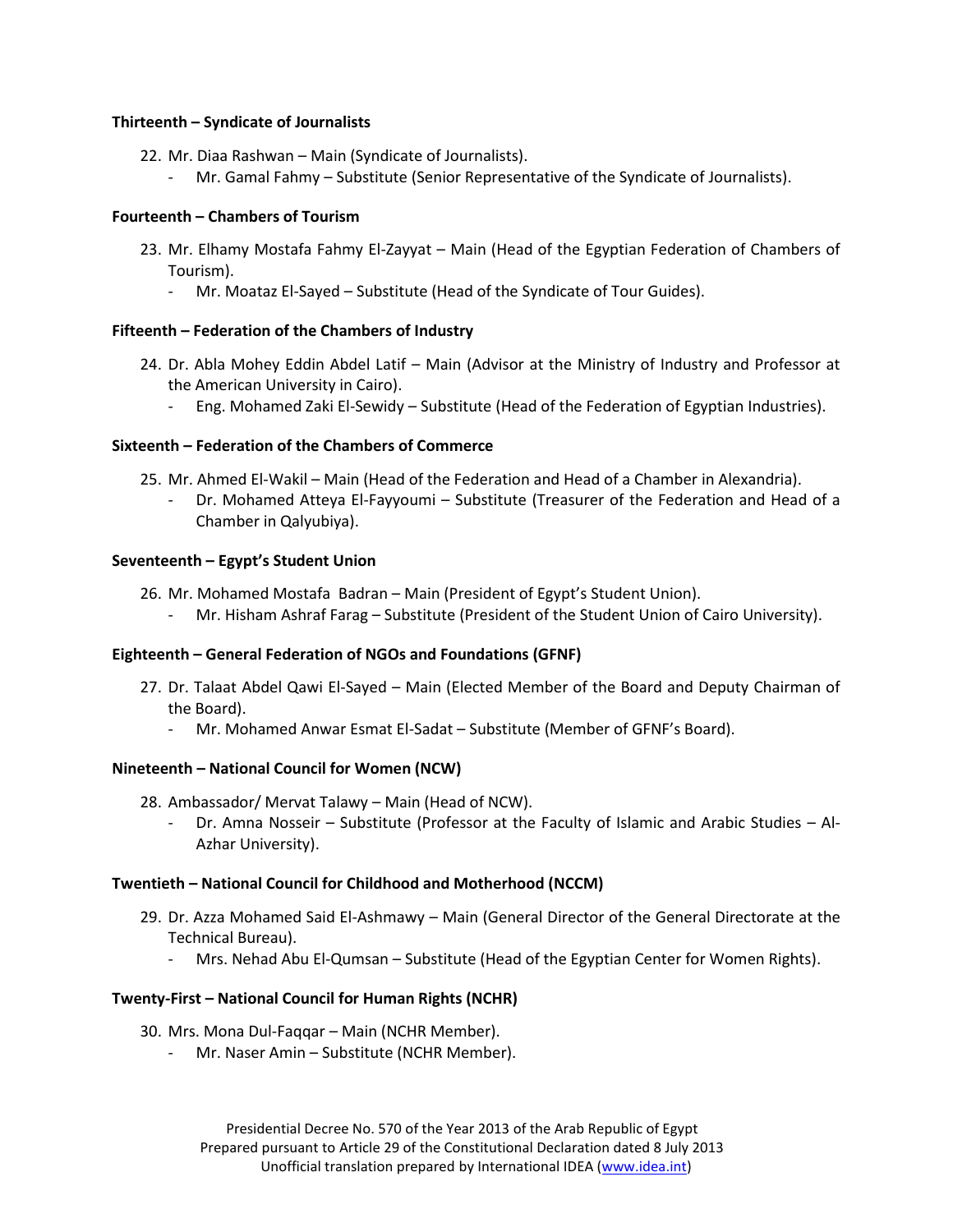**Thirteenth – Syndicate of Journalists**

22. Mr. Diaa Rashwan – Main (Syndicate of Journalists).
    - Mr. Gamal Fahmy – Substitute (Senior Representative of the Syndicate of Journalists).

**Fourteenth – Chambers of Tourism**

23. Mr. Elhamy Mostafa Fahmy El-Zayyat – Main (Head of the Egyptian Federation of Chambers of Tourism).
    - Mr. Moataz El-Sayed – Substitute (Head of the Syndicate of Tour Guides).

**Fifteenth – Federation of the Chambers of Industry**

24. Dr. Abla Mohey Eddin Abdel Latif – Main (Advisor at the Ministry of Industry and Professor at the American University in Cairo).
    - Eng. Mohamed Zaki El-Sewidy – Substitute (Head of the Federation of Egyptian Industries).

**Sixteenth – Federation of the Chambers of Commerce**

25. Mr. Ahmed El-Wakil – Main (Head of the Federation and Head of a Chamber in Alexandria).
    - Dr. Mohamed Atteya El-Fayyoumi – Substitute (Treasurer of the Federation and Head of a Chamber in Qalyubiya).

**Seventeenth – Egypt's Student Union**

26. Mr. Mohamed Mostafa Badran – Main (President of Egypt's Student Union).
    - Mr. Hisham Ashraf Farag – Substitute (President of the Student Union of Cairo University).

**Eighteenth – General Federation of NGOs and Foundations (GFNF)**

27. Dr. Talaat Abdel Qawi El-Sayed – Main (Elected Member of the Board and Deputy Chairman of the Board).
    - Mr. Mohamed Anwar Esmat El-Sadat – Substitute (Member of GFNF's Board).

**Nineteenth – National Council for Women (NCW)**

28. Ambassador/ Mervat Talawy – Main (Head of NCW).
    - Dr. Amna Nosseir – Substitute (Professor at the Faculty of Islamic and Arabic Studies – Al-Azhar University).

**Twentieth – National Council for Childhood and Motherhood (NCCM)**

29. Dr. Azza Mohamed Said El-Ashmawy – Main (General Director of the General Directorate at the Technical Bureau).
    - Mrs. Nehad Abu El-Qumsan – Substitute (Head of the Egyptian Center for Women Rights).

**Twenty-First – National Council for Human Rights (NCHR)**

30. Mrs. Mona Dul-Faqqar – Main (NCHR Member).
    - Mr. Naser Amin – Substitute (NCHR Member).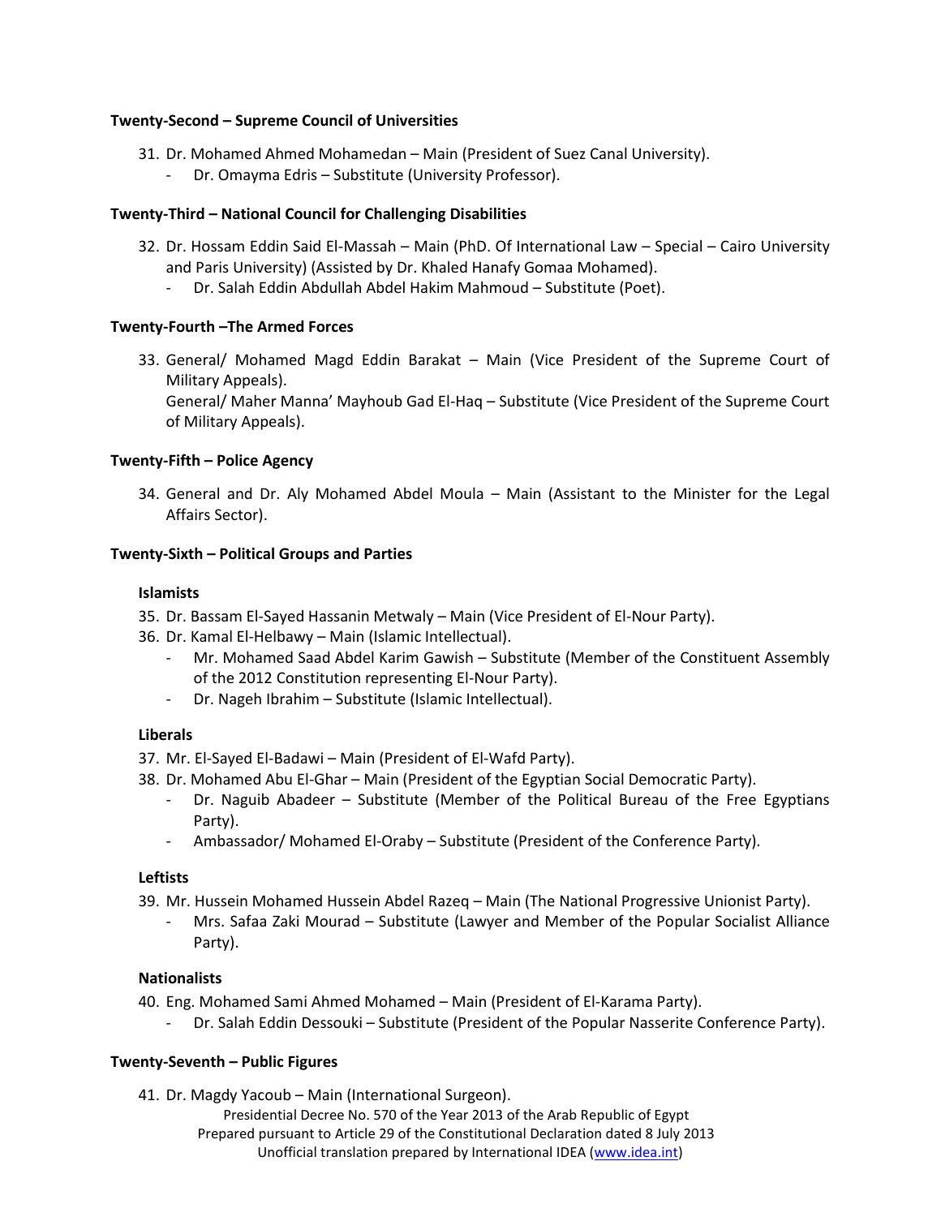**Twenty-Second – Supreme Council of Universities**

31. Dr. Mohamed Ahmed Mohamedan – Main (President of Suez Canal University).
    - Dr. Omayma Edris – Substitute (University Professor).

**Twenty-Third – National Council for Challenging Disabilities**

32. Dr. Hossam Eddin Said El-Massah – Main (PhD. Of International Law – Special – Cairo University and Paris University) (Assisted by Dr. Khaled Hanafy Gomaa Mohamed).
    - Dr. Salah Eddin Abdullah Abdel Hakim Mahmoud – Substitute (Poet).

**Twenty-Fourth –The Armed Forces**

33. General/ Mohamed Magd Eddin Barakat – Main (Vice President of the Supreme Court of Military Appeals).
    General/ Maher Manna' Mayhoub Gad El-Haq – Substitute (Vice President of the Supreme Court of Military Appeals).

**Twenty-Fifth – Police Agency**

34. General and Dr. Aly Mohamed Abdel Moula – Main (Assistant to the Minister for the Legal Affairs Sector).

**Twenty-Sixth – Political Groups and Parties**

**Islamists**

35. Dr. Bassam El-Sayed Hassanin Metwaly – Main (Vice President of El-Nour Party).
36. Dr. Kamal El-Helbawy – Main (Islamic Intellectual).
    - Mr. Mohamed Saad Abdel Karim Gawish – Substitute (Member of the Constituent Assembly of the 2012 Constitution representing El-Nour Party).
    - Dr. Nageh Ibrahim – Substitute (Islamic Intellectual).

**Liberals**

37. Mr. El-Sayed El-Badawi – Main (President of El-Wafd Party).
38. Dr. Mohamed Abu El-Ghar – Main (President of the Egyptian Social Democratic Party).
    - Dr. Naguib Abadeer – Substitute (Member of the Political Bureau of the Free Egyptians Party).
    - Ambassador/ Mohamed El-Oraby – Substitute (President of the Conference Party).

**Leftists**

39. Mr. Hussein Mohamed Hussein Abdel Razeq – Main (The National Progressive Unionist Party).
    - Mrs. Safaa Zaki Mourad – Substitute (Lawyer and Member of the Popular Socialist Alliance Party).

**Nationalists**

40. Eng. Mohamed Sami Ahmed Mohamed – Main (President of El-Karama Party).
    - Dr. Salah Eddin Dessouki – Substitute (President of the Popular Nasserite Conference Party).

**Twenty-Seventh – Public Figures**

41. Dr. Magdy Yacoub – Main (International Surgeon).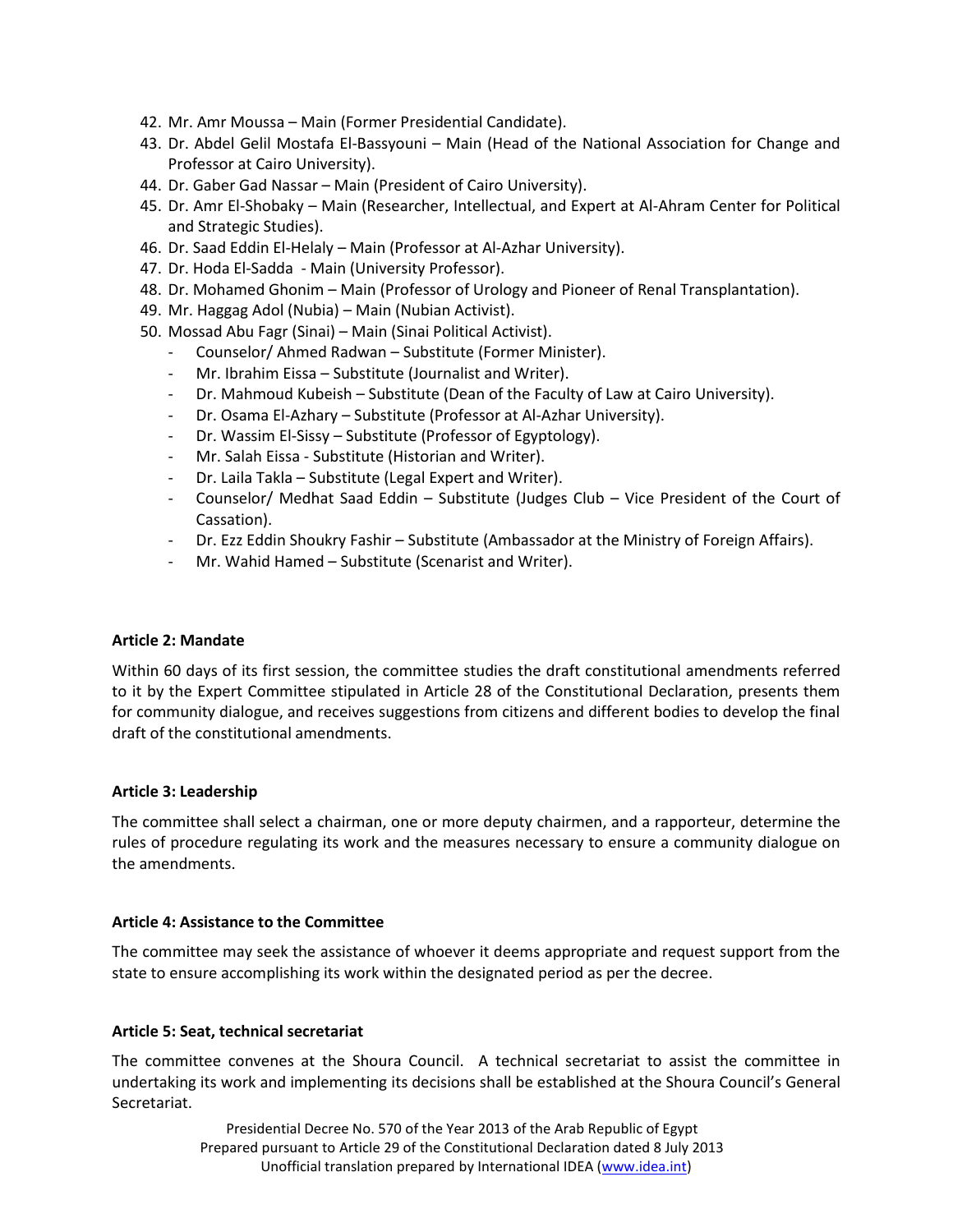42. Mr. Amr Moussa – Main (Former Presidential Candidate).
43. Dr. Abdel Gelil Mostafa El-Bassyouni – Main (Head of the National Association for Change and Professor at Cairo University).
44. Dr. Gaber Gad Nassar – Main (President of Cairo University).
45. Dr. Amr El-Shobaky – Main (Researcher, Intellectual, and Expert at Al-Ahram Center for Political and Strategic Studies).
46. Dr. Saad Eddin El-Helaly – Main (Professor at Al-Azhar University).
47. Dr. Hoda El-Sadda - Main (University Professor).
48. Dr. Mohamed Ghonim – Main (Professor of Urology and Pioneer of Renal Transplantation).
49. Mr. Haggag Adol (Nubia) – Main (Nubian Activist).
50. Mossad Abu Fagr (Sinai) – Main (Sinai Political Activist).
    - Counselor/ Ahmed Radwan – Substitute (Former Minister).
    - Mr. Ibrahim Eissa – Substitute (Journalist and Writer).
    - Dr. Mahmoud Kubeish – Substitute (Dean of the Faculty of Law at Cairo University).
    - Dr. Osama El-Azhary – Substitute (Professor at Al-Azhar University).
    - Dr. Wassim El-Sissy – Substitute (Professor of Egyptology).
    - Mr. Salah Eissa - Substitute (Historian and Writer).
    - Dr. Laila Takla – Substitute (Legal Expert and Writer).
    - Counselor/ Medhat Saad Eddin – Substitute (Judges Club – Vice President of the Court of Cassation).
    - Dr. Ezz Eddin Shoukry Fashir – Substitute (Ambassador at the Ministry of Foreign Affairs).
    - Mr. Wahid Hamed – Substitute (Scenarist and Writer).

**Article 2: Mandate**

Within 60 days of its first session, the committee studies the draft constitutional amendments referred to it by the Expert Committee stipulated in Article 28 of the Constitutional Declaration, presents them for community dialogue, and receives suggestions from citizens and different bodies to develop the final draft of the constitutional amendments.

**Article 3: Leadership**

The committee shall select a chairman, one or more deputy chairmen, and a rapporteur, determine the rules of procedure regulating its work and the measures necessary to ensure a community dialogue on the amendments.

**Article 4: Assistance to the Committee**

The committee may seek the assistance of whoever it deems appropriate and request support from the state to ensure accomplishing its work within the designated period as per the decree.

**Article 5: Seat, technical secretariat**

The committee convenes at the Shoura Council. A technical secretariat to assist the committee in undertaking its work and implementing its decisions shall be established at the Shoura Council's General Secretariat.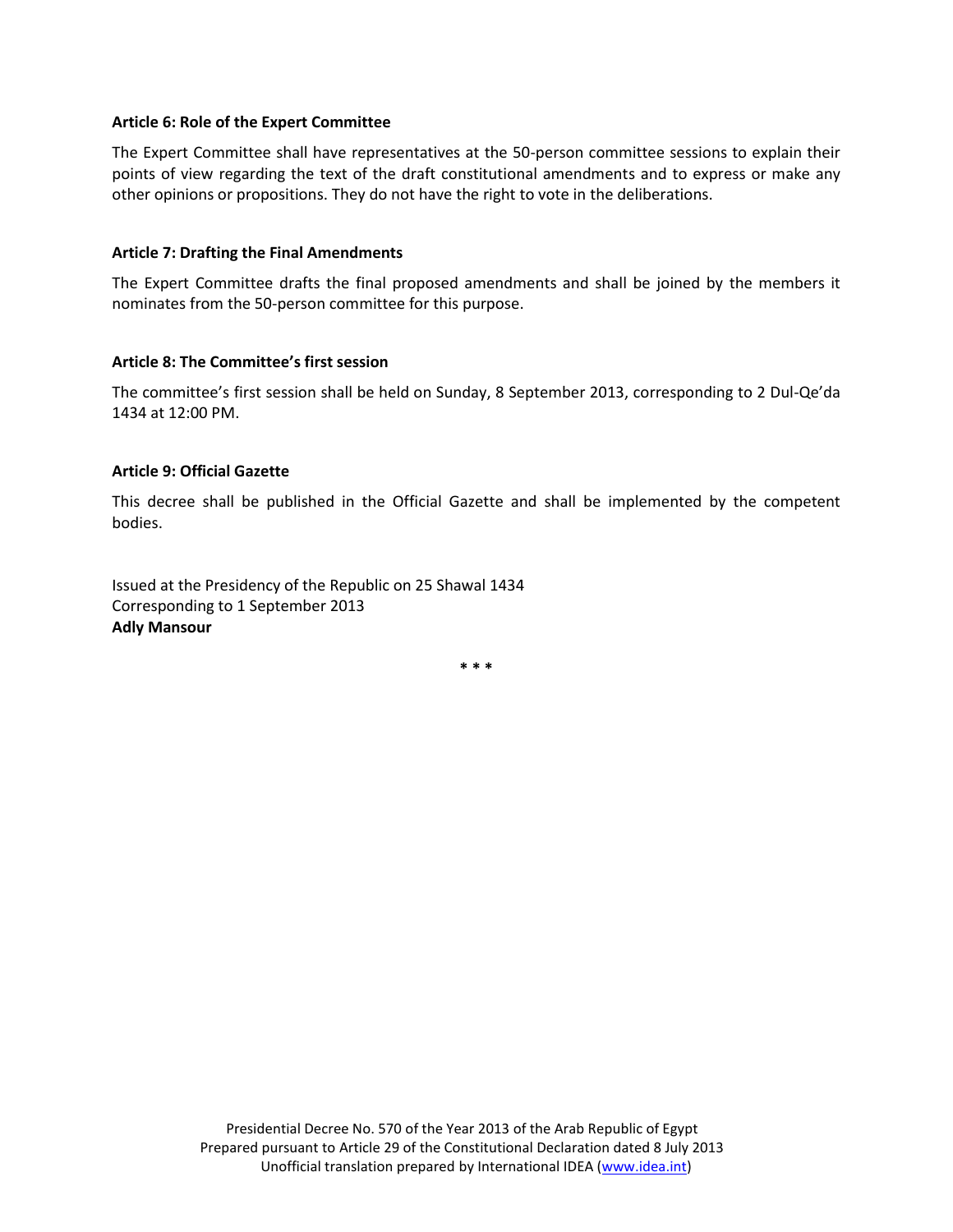**Article 6: Role of the Expert Committee**

The Expert Committee shall have representatives at the 50-person committee sessions to explain their points of view regarding the text of the draft constitutional amendments and to express or make any other opinions or propositions. They do not have the right to vote in the deliberations.

**Article 7: Drafting the Final Amendments**

The Expert Committee drafts the final proposed amendments and shall be joined by the members it nominates from the 50-person committee for this purpose.

**Article 8: The Committee's first session**

The committee's first session shall be held on Sunday, 8 September 2013, corresponding to 2 Dul-Qe'da 1434 at 12:00 PM.

**Article 9: Official Gazette**

This decree shall be published in the Official Gazette and shall be implemented by the competent bodies.

Issued at the Presidency of the Republic on 25 Shawal 1434
Corresponding to 1 September 2013
**Adly Mansour**

* * *